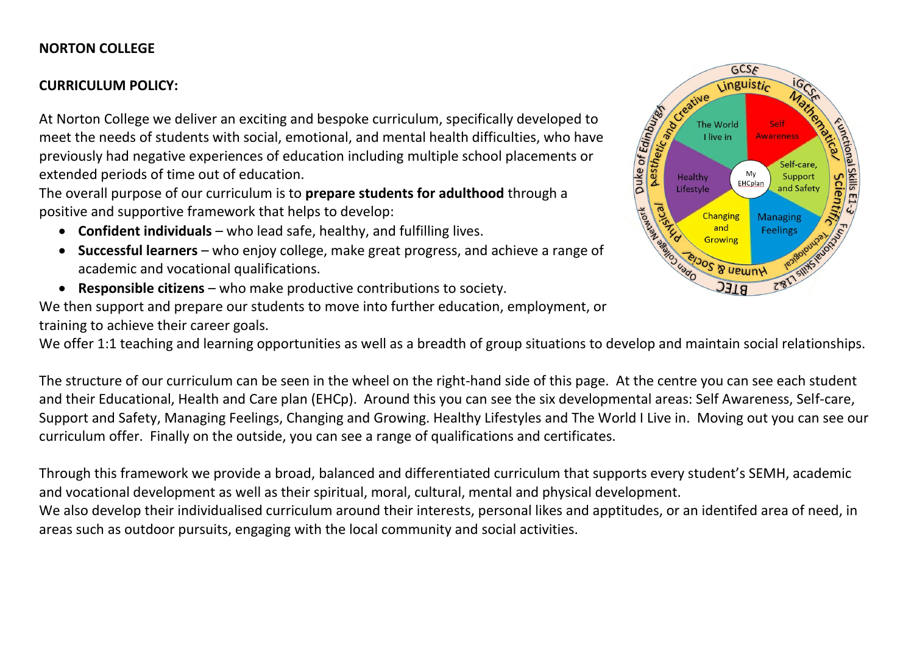**NORTON COLLEGE**

**CURRICULUM POLICY:**

At Norton College we deliver an exciting and bespoke curriculum, specifically developed to meet the needs of students with social, emotional, and mental health difficulties, who have previously had negative experiences of education including multiple school placements or extended periods of time out of education.

The overall purpose of our curriculum is to **prepare students for adulthood** through a positive and supportive framework that helps to develop:

- **Confident individuals** – who lead safe, healthy, and fulfilling lives.
- **Successful learners** – who enjoy college, make great progress, and achieve a range of academic and vocational qualifications.
- **Responsible citizens** – who make productive contributions to society.

We then support and prepare our students to move into further education, employment, or training to achieve their career goals.

We offer 1:1 teaching and learning opportunities as well as a breadth of group situations to develop and maintain social relationships.

The structure of our curriculum can be seen in the wheel on the right-hand side of this page. At the centre you can see each student and their Educational, Health and Care plan (EHCp). Around this you can see the six developmental areas: Self Awareness, Self-care, Support and Safety, Managing Feelings, Changing and Growing. Healthy Lifestyles and The World I Live in. Moving out you can see our curriculum offer. Finally on the outside, you can see a range of qualifications and certificates.

Through this framework we provide a broad, balanced and differentiated curriculum that supports every student's SEMH, academic and vocational development as well as their spiritual, moral, cultural, mental and physical development.

We also develop their individualised curriculum around their interests, personal likes and apptitudes, or an identifed area of need, in areas such as outdoor pursuits, engaging with the local community and social activities.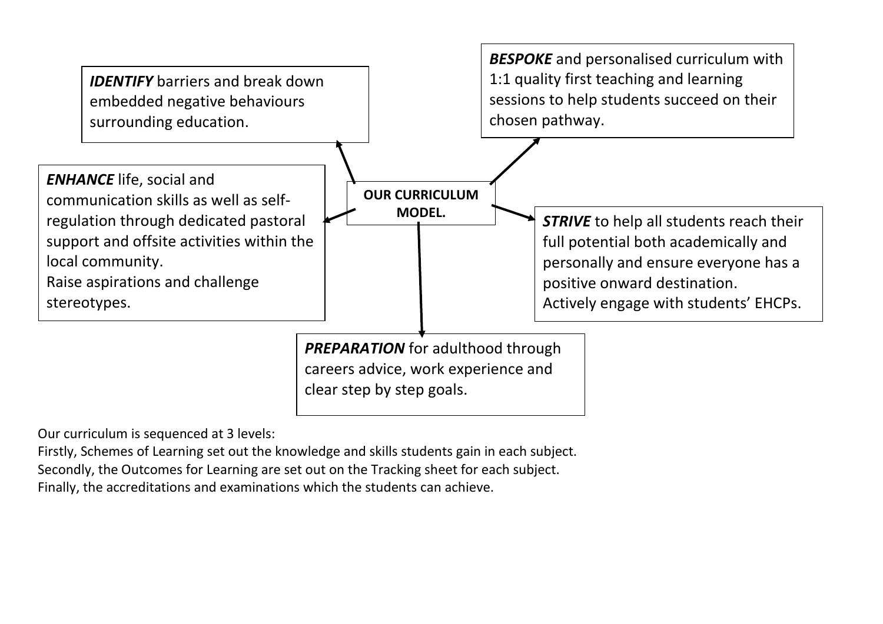**OUR CURRICULUM MODEL.**

***IDENTIFY*** barriers and break down embedded negative behaviours surrounding education.

***BESPOKE*** and personalised curriculum with 1:1 quality first teaching and learning sessions to help students succeed on their chosen pathway.

***ENHANCE*** life, social and communication skills as well as self-regulation through dedicated pastoral support and offsite activities within the local community.
Raise aspirations and challenge stereotypes.

***STRIVE*** to help all students reach their full potential both academically and personally and ensure everyone has a positive onward destination.
Actively engage with students' EHCPs.

***PREPARATION*** for adulthood through careers advice, work experience and clear step by step goals.

Our curriculum is sequenced at 3 levels:
Firstly, Schemes of Learning set out the knowledge and skills students gain in each subject.
Secondly, the Outcomes for Learning are set out on the Tracking sheet for each subject.
Finally, the accreditations and examinations which the students can achieve.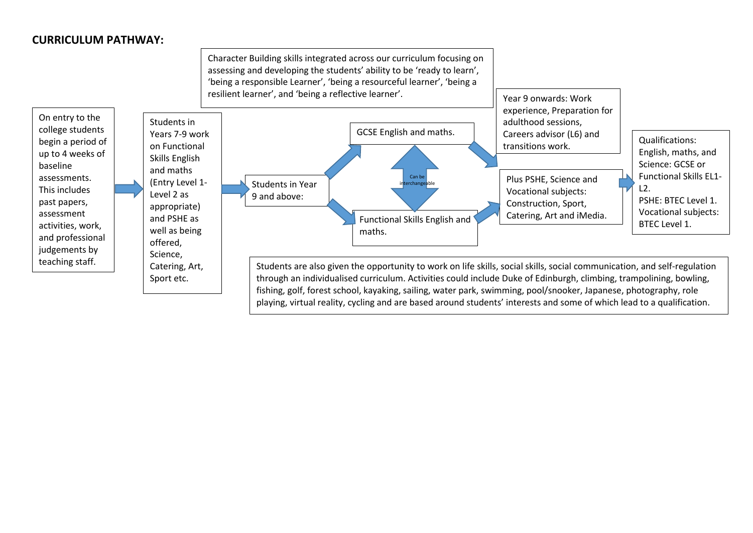**CURRICULUM PATHWAY:**

Character Building skills integrated across our curriculum focusing on assessing and developing the students' ability to be 'ready to learn', 'being a responsible Learner', 'being a resourceful learner', 'being a resilient learner', and 'being a reflective learner'.

On entry to the college students begin a period of up to 4 weeks of baseline assessments. This includes past papers, assessment activities, work, and professional judgements by teaching staff.

Students in Years 7-9 work on Functional Skills English and maths (Entry Level 1- Level 2 as appropriate) and PSHE as well as being offered, Science, Catering, Art, Sport etc.

Students in Year 9 and above:

GCSE English and maths.

Can be interchangeable

Functional Skills English and maths.

Year 9 onwards: Work experience, Preparation for adulthood sessions, Careers advisor (L6) and transitions work.

Plus PSHE, Science and Vocational subjects: Construction, Sport, Catering, Art and iMedia.

Qualifications: English, maths, and Science: GCSE or Functional Skills EL1-L2.
PSHE: BTEC Level 1.
Vocational subjects: BTEC Level 1.

Students are also given the opportunity to work on life skills, social skills, social communication, and self-regulation through an individualised curriculum. Activities could include Duke of Edinburgh, climbing, trampolining, bowling, fishing, golf, forest school, kayaking, sailing, water park, swimming, pool/snooker, Japanese, photography, role playing, virtual reality, cycling and are based around students' interests and some of which lead to a qualification.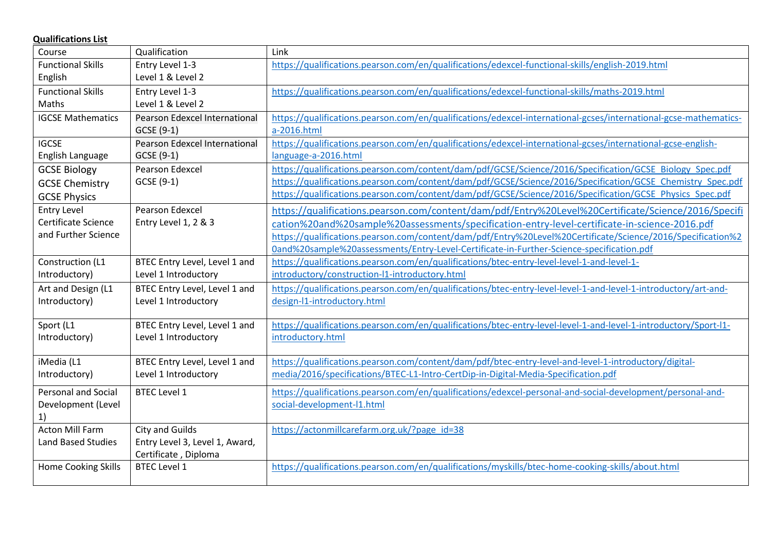**Qualifications List**

| Course | Qualification | Link |
|---|---|---|
| Functional Skills English | Entry Level 1-3<br>Level 1 & Level 2 | https://qualifications.pearson.com/en/qualifications/edexcel-functional-skills/english-2019.html |
| Functional Skills Maths | Entry Level 1-3<br>Level 1 & Level 2 | https://qualifications.pearson.com/en/qualifications/edexcel-functional-skills/maths-2019.html |
| IGCSE Mathematics | Pearson Edexcel International GCSE (9-1) | https://qualifications.pearson.com/en/qualifications/edexcel-international-gcses/international-gcse-mathematics-a-2016.html |
| IGCSE English Language | Pearson Edexcel International GCSE (9-1) | https://qualifications.pearson.com/en/qualifications/edexcel-international-gcses/international-gcse-english-language-a-2016.html |
| GCSE Biology<br>GCSE Chemistry<br>GCSE Physics | Pearson Edexcel GCSE (9-1) | https://qualifications.pearson.com/content/dam/pdf/GCSE/Science/2016/Specification/GCSE_Biology_Spec.pdf<br>https://qualifications.pearson.com/content/dam/pdf/GCSE/Science/2016/Specification/GCSE_Chemistry_Spec.pdf<br>https://qualifications.pearson.com/content/dam/pdf/GCSE/Science/2016/Specification/GCSE_Physics_Spec.pdf |
| Entry Level Certificate Science and Further Science | Pearson Edexcel Entry Level 1, 2 & 3 | https://qualifications.pearson.com/content/dam/pdf/Entry%20Level%20Certificate/Science/2016/Specification%20and%20sample%20assessments/specification-entry-level-certificate-in-science-2016.pdf<br>https://qualifications.pearson.com/content/dam/pdf/Entry%20Level%20Certificate/Science/2016/Specification%20and%20sample%20assessments/Entry-Level-Certificate-in-Further-Science-specification.pdf |
| Construction (L1 Introductory) | BTEC Entry Level, Level 1 and Level 1 Introductory | https://qualifications.pearson.com/en/qualifications/btec-entry-level-level-1-and-level-1-introductory/construction-l1-introductory.html |
| Art and Design (L1 Introductory) | BTEC Entry Level, Level 1 and Level 1 Introductory | https://qualifications.pearson.com/en/qualifications/btec-entry-level-level-1-and-level-1-introductory/art-and-design-l1-introductory.html |
| Sport (L1 Introductory) | BTEC Entry Level, Level 1 and Level 1 Introductory | https://qualifications.pearson.com/en/qualifications/btec-entry-level-level-1-and-level-1-introductory/Sport-l1-introductory.html |
| iMedia (L1 Introductory) | BTEC Entry Level, Level 1 and Level 1 Introductory | https://qualifications.pearson.com/content/dam/pdf/btec-entry-level-and-level-1-introductory/digital-media/2016/specifications/BTEC-L1-Intro-CertDip-in-Digital-Media-Specification.pdf |
| Personal and Social Development (Level 1) | BTEC Level 1 | https://qualifications.pearson.com/en/qualifications/edexcel-personal-and-social-development/personal-and-social-development-l1.html |
| Acton Mill Farm Land Based Studies | City and Guilds<br>Entry Level 3, Level 1, Award, Certificate , Diploma | https://actonmillcarefarm.org.uk/?page_id=38 |
| Home Cooking Skills | BTEC Level 1 | https://qualifications.pearson.com/en/qualifications/myskills/btec-home-cooking-skills/about.html |